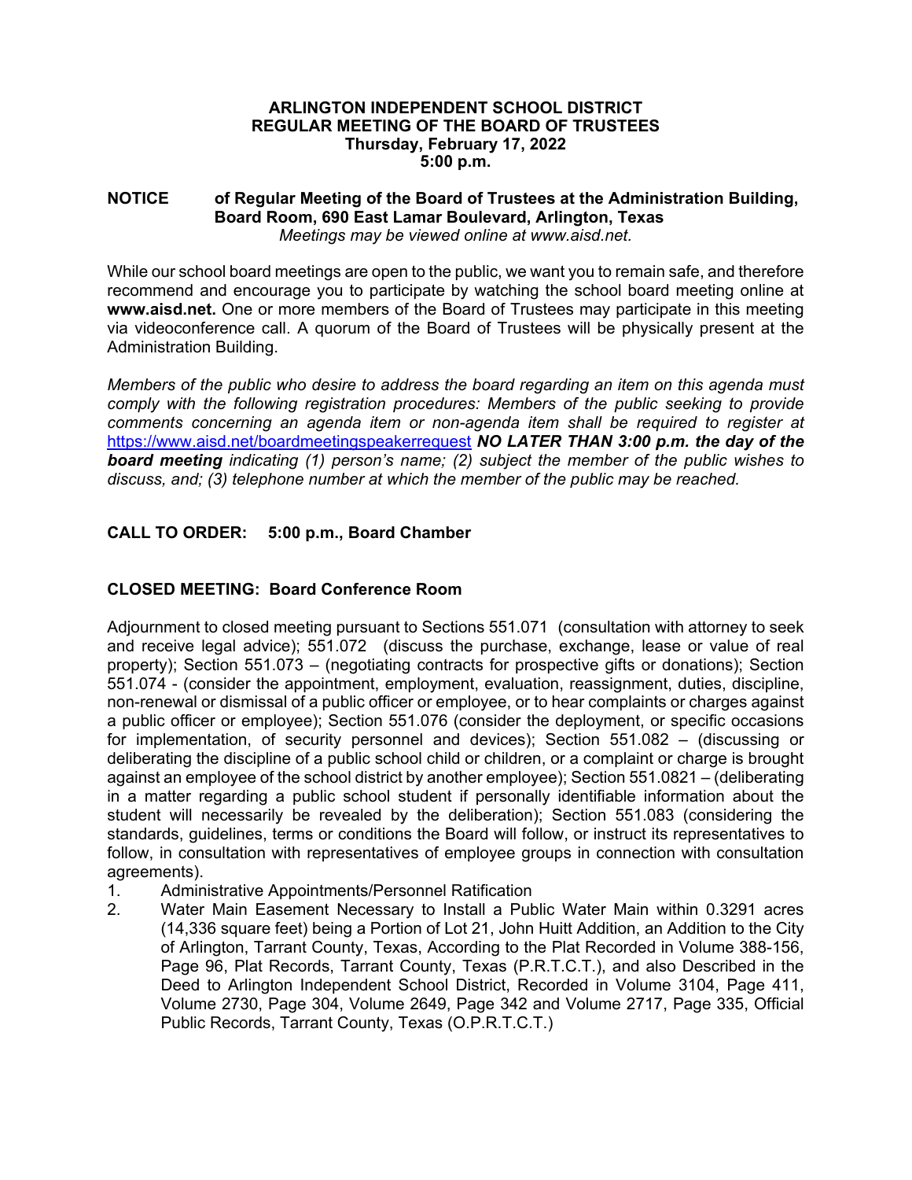**ARLINGTON INDEPENDENT SCHOOL DISTRICT**
**REGULAR MEETING OF THE BOARD OF TRUSTEES**
**Thursday, February 17, 2022**
**5:00 p.m.**

**NOTICE of Regular Meeting of the Board of Trustees at the Administration Building, Board Room, 690 East Lamar Boulevard, Arlington, Texas**
*Meetings may be viewed online at www.aisd.net.*

While our school board meetings are open to the public, we want you to remain safe, and therefore recommend and encourage you to participate by watching the school board meeting online at **www.aisd.net.** One or more members of the Board of Trustees may participate in this meeting via videoconference call. A quorum of the Board of Trustees will be physically present at the Administration Building.

*Members of the public who desire to address the board regarding an item on this agenda must comply with the following registration procedures: Members of the public seeking to provide comments concerning an agenda item or non-agenda item shall be required to register at* https://www.aisd.net/boardmeetingspeakerrequest ***NO LATER THAN 3:00 p.m. the day of the board meeting*** *indicating (1) person's name; (2) subject the member of the public wishes to discuss, and; (3) telephone number at which the member of the public may be reached.*

**CALL TO ORDER: 5:00 p.m., Board Chamber**

**CLOSED MEETING: Board Conference Room**

Adjournment to closed meeting pursuant to Sections 551.071 (consultation with attorney to seek and receive legal advice); 551.072 (discuss the purchase, exchange, lease or value of real property); Section 551.073 – (negotiating contracts for prospective gifts or donations); Section 551.074 - (consider the appointment, employment, evaluation, reassignment, duties, discipline, non-renewal or dismissal of a public officer or employee, or to hear complaints or charges against a public officer or employee); Section 551.076 (consider the deployment, or specific occasions for implementation, of security personnel and devices); Section 551.082 – (discussing or deliberating the discipline of a public school child or children, or a complaint or charge is brought against an employee of the school district by another employee); Section 551.0821 – (deliberating in a matter regarding a public school student if personally identifiable information about the student will necessarily be revealed by the deliberation); Section 551.083 (considering the standards, guidelines, terms or conditions the Board will follow, or instruct its representatives to follow, in consultation with representatives of employee groups in connection with consultation agreements).

1. Administrative Appointments/Personnel Ratification
2. Water Main Easement Necessary to Install a Public Water Main within 0.3291 acres (14,336 square feet) being a Portion of Lot 21, John Huitt Addition, an Addition to the City of Arlington, Tarrant County, Texas, According to the Plat Recorded in Volume 388-156, Page 96, Plat Records, Tarrant County, Texas (P.R.T.C.T.), and also Described in the Deed to Arlington Independent School District, Recorded in Volume 3104, Page 411, Volume 2730, Page 304, Volume 2649, Page 342 and Volume 2717, Page 335, Official Public Records, Tarrant County, Texas (O.P.R.T.C.T.)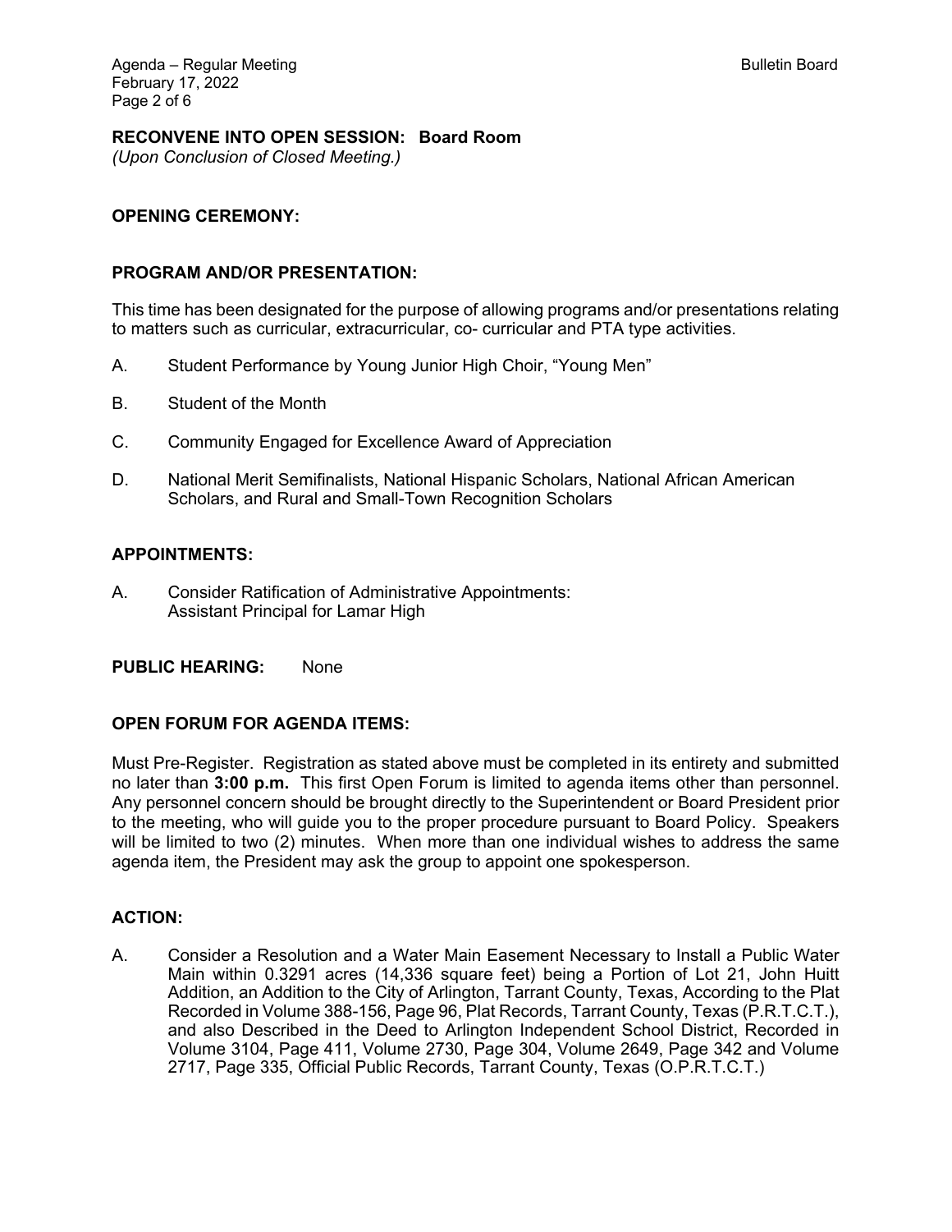**RECONVENE INTO OPEN SESSION: Board Room**
*(Upon Conclusion of Closed Meeting.)*

**OPENING CEREMONY:**

**PROGRAM AND/OR PRESENTATION:**

This time has been designated for the purpose of allowing programs and/or presentations relating to matters such as curricular, extracurricular, co- curricular and PTA type activities.

A. Student Performance by Young Junior High Choir, "Young Men"

B. Student of the Month

C. Community Engaged for Excellence Award of Appreciation

D. National Merit Semifinalists, National Hispanic Scholars, National African American Scholars, and Rural and Small-Town Recognition Scholars

**APPOINTMENTS:**

A. Consider Ratification of Administrative Appointments:
Assistant Principal for Lamar High

**PUBLIC HEARING:** None

**OPEN FORUM FOR AGENDA ITEMS:**

Must Pre-Register. Registration as stated above must be completed in its entirety and submitted no later than **3:00 p.m.** This first Open Forum is limited to agenda items other than personnel. Any personnel concern should be brought directly to the Superintendent or Board President prior to the meeting, who will guide you to the proper procedure pursuant to Board Policy. Speakers will be limited to two (2) minutes. When more than one individual wishes to address the same agenda item, the President may ask the group to appoint one spokesperson.

**ACTION:**

A. Consider a Resolution and a Water Main Easement Necessary to Install a Public Water Main within 0.3291 acres (14,336 square feet) being a Portion of Lot 21, John Huitt Addition, an Addition to the City of Arlington, Tarrant County, Texas, According to the Plat Recorded in Volume 388-156, Page 96, Plat Records, Tarrant County, Texas (P.R.T.C.T.), and also Described in the Deed to Arlington Independent School District, Recorded in Volume 3104, Page 411, Volume 2730, Page 304, Volume 2649, Page 342 and Volume 2717, Page 335, Official Public Records, Tarrant County, Texas (O.P.R.T.C.T.)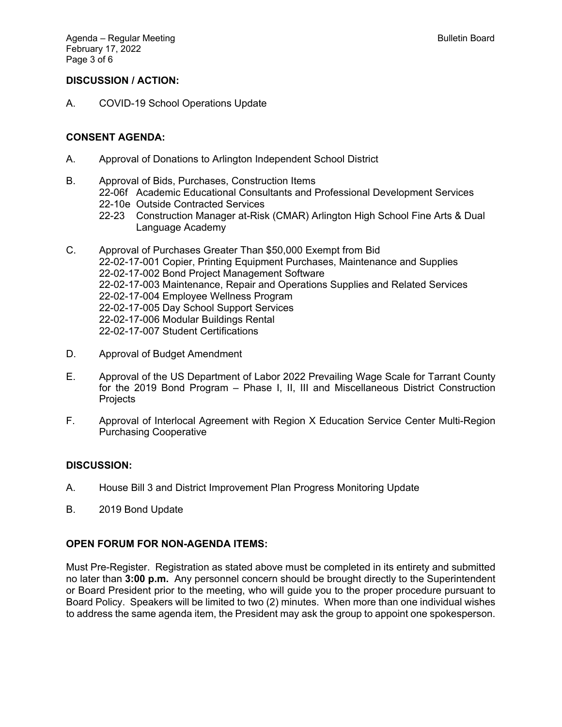**DISCUSSION / ACTION:**

A. COVID-19 School Operations Update

**CONSENT AGENDA:**

A. Approval of Donations to Arlington Independent School District

B. Approval of Bids, Purchases, Construction Items
   - 22-06f Academic Educational Consultants and Professional Development Services
   - 22-10e Outside Contracted Services
   - 22-23 Construction Manager at-Risk (CMAR) Arlington High School Fine Arts & Dual Language Academy

C. Approval of Purchases Greater Than $50,000 Exempt from Bid
   - 22-02-17-001 Copier, Printing Equipment Purchases, Maintenance and Supplies
   - 22-02-17-002 Bond Project Management Software
   - 22-02-17-003 Maintenance, Repair and Operations Supplies and Related Services
   - 22-02-17-004 Employee Wellness Program
   - 22-02-17-005 Day School Support Services
   - 22-02-17-006 Modular Buildings Rental
   - 22-02-17-007 Student Certifications

D. Approval of Budget Amendment

E. Approval of the US Department of Labor 2022 Prevailing Wage Scale for Tarrant County for the 2019 Bond Program – Phase I, II, III and Miscellaneous District Construction Projects

F. Approval of Interlocal Agreement with Region X Education Service Center Multi-Region Purchasing Cooperative

**DISCUSSION:**

A. House Bill 3 and District Improvement Plan Progress Monitoring Update

B. 2019 Bond Update

**OPEN FORUM FOR NON-AGENDA ITEMS:**

Must Pre-Register. Registration as stated above must be completed in its entirety and submitted no later than **3:00 p.m.** Any personnel concern should be brought directly to the Superintendent or Board President prior to the meeting, who will guide you to the proper procedure pursuant to Board Policy. Speakers will be limited to two (2) minutes. When more than one individual wishes to address the same agenda item, the President may ask the group to appoint one spokesperson.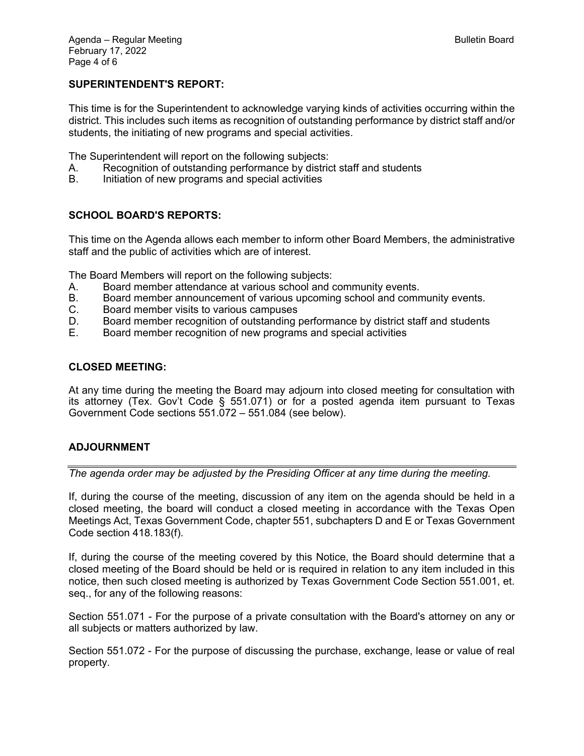**SUPERINTENDENT'S REPORT:**

This time is for the Superintendent to acknowledge varying kinds of activities occurring within the district. This includes such items as recognition of outstanding performance by district staff and/or students, the initiating of new programs and special activities.

The Superintendent will report on the following subjects:

A. Recognition of outstanding performance by district staff and students
B. Initiation of new programs and special activities

**SCHOOL BOARD'S REPORTS:**

This time on the Agenda allows each member to inform other Board Members, the administrative staff and the public of activities which are of interest.

The Board Members will report on the following subjects:

A. Board member attendance at various school and community events.
B. Board member announcement of various upcoming school and community events.
C. Board member visits to various campuses
D. Board member recognition of outstanding performance by district staff and students
E. Board member recognition of new programs and special activities

**CLOSED MEETING:**

At any time during the meeting the Board may adjourn into closed meeting for consultation with its attorney (Tex. Gov't Code § 551.071) or for a posted agenda item pursuant to Texas Government Code sections 551.072 – 551.084 (see below).

**ADJOURNMENT**

---

*The agenda order may be adjusted by the Presiding Officer at any time during the meeting.*

If, during the course of the meeting, discussion of any item on the agenda should be held in a closed meeting, the board will conduct a closed meeting in accordance with the Texas Open Meetings Act, Texas Government Code, chapter 551, subchapters D and E or Texas Government Code section 418.183(f).

If, during the course of the meeting covered by this Notice, the Board should determine that a closed meeting of the Board should be held or is required in relation to any item included in this notice, then such closed meeting is authorized by Texas Government Code Section 551.001, et. seq., for any of the following reasons:

Section 551.071 - For the purpose of a private consultation with the Board's attorney on any or all subjects or matters authorized by law.

Section 551.072 - For the purpose of discussing the purchase, exchange, lease or value of real property.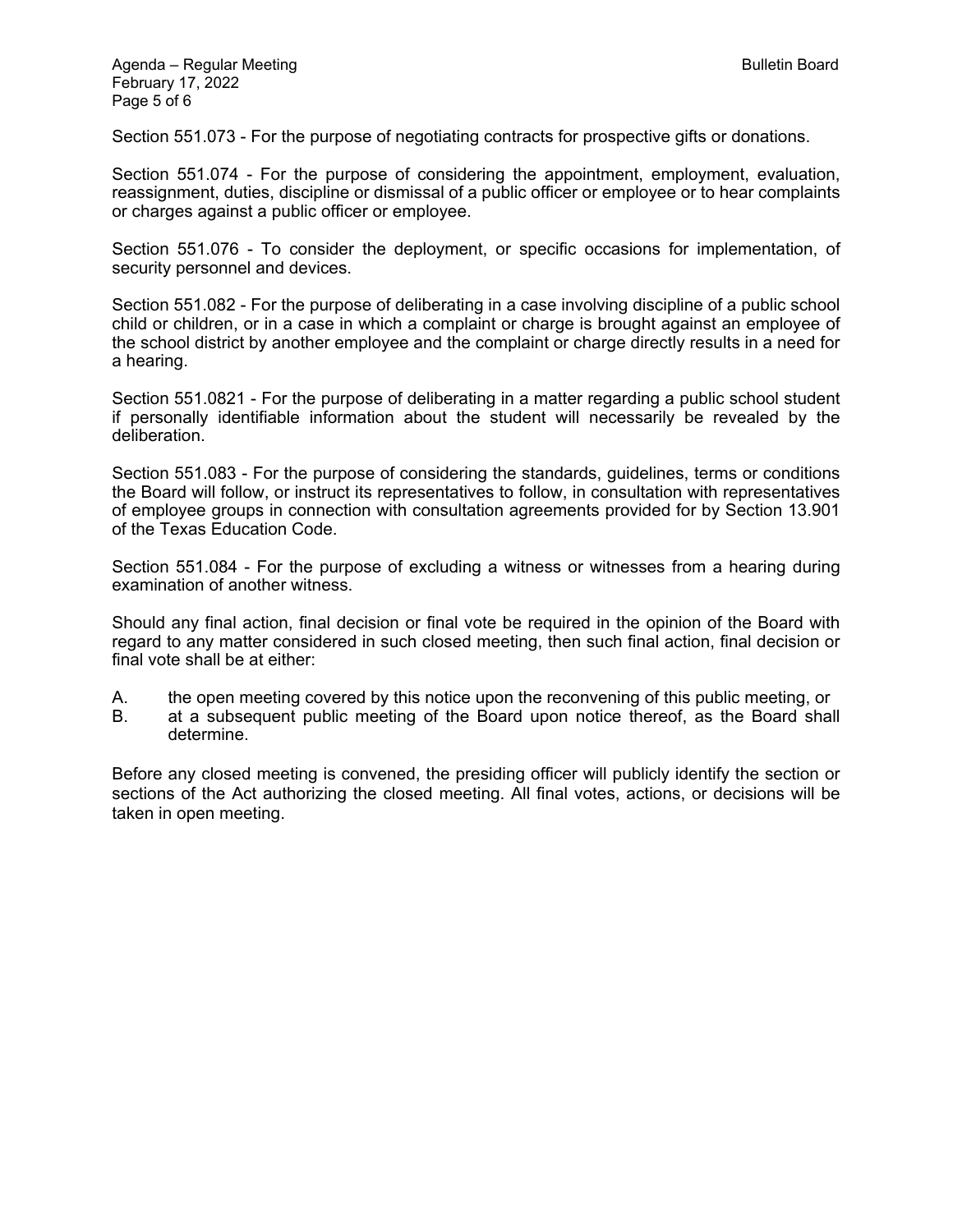Section 551.073 - For the purpose of negotiating contracts for prospective gifts or donations.

Section 551.074 - For the purpose of considering the appointment, employment, evaluation, reassignment, duties, discipline or dismissal of a public officer or employee or to hear complaints or charges against a public officer or employee.

Section 551.076 - To consider the deployment, or specific occasions for implementation, of security personnel and devices.

Section 551.082 - For the purpose of deliberating in a case involving discipline of a public school child or children, or in a case in which a complaint or charge is brought against an employee of the school district by another employee and the complaint or charge directly results in a need for a hearing.

Section 551.0821 - For the purpose of deliberating in a matter regarding a public school student if personally identifiable information about the student will necessarily be revealed by the deliberation.

Section 551.083 - For the purpose of considering the standards, guidelines, terms or conditions the Board will follow, or instruct its representatives to follow, in consultation with representatives of employee groups in connection with consultation agreements provided for by Section 13.901 of the Texas Education Code.

Section 551.084 - For the purpose of excluding a witness or witnesses from a hearing during examination of another witness.

Should any final action, final decision or final vote be required in the opinion of the Board with regard to any matter considered in such closed meeting, then such final action, final decision or final vote shall be at either:

A. the open meeting covered by this notice upon the reconvening of this public meeting, or
B. at a subsequent public meeting of the Board upon notice thereof, as the Board shall determine.

Before any closed meeting is convened, the presiding officer will publicly identify the section or sections of the Act authorizing the closed meeting. All final votes, actions, or decisions will be taken in open meeting.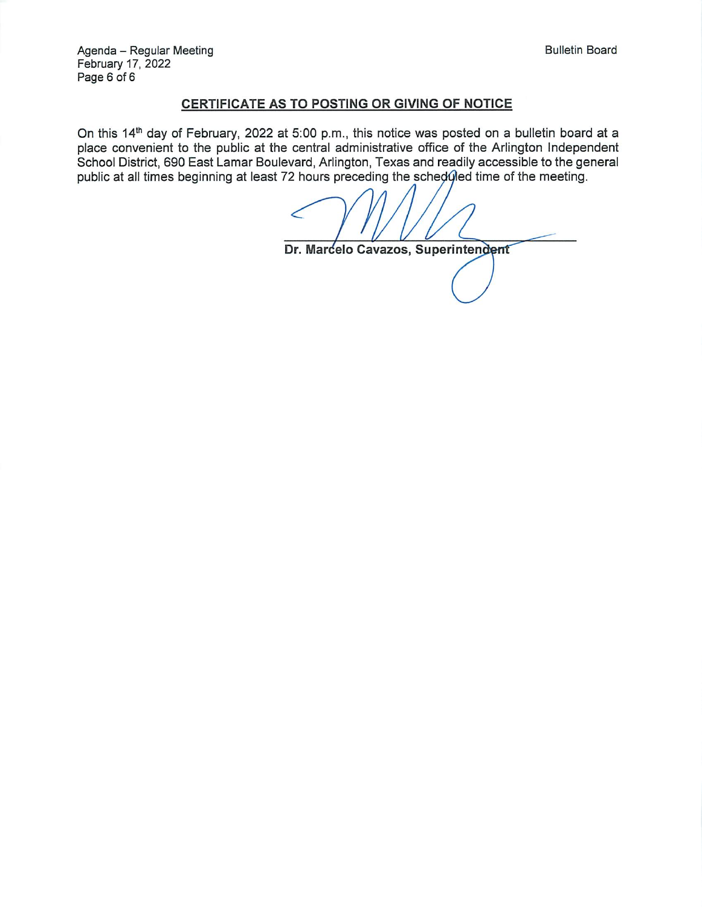## CERTIFICATE AS TO POSTING OR GIVING OF NOTICE

On this 14th day of February, 2022 at 5:00 p.m., this notice was posted on a bulletin board at a place convenient to the public at the central administrative office of the Arlington Independent School District, 690 East Lamar Boulevard, Arlington, Texas and readily accessible to the general public at all times beginning at least 72 hours preceding the scheduled time of the meeting.

**Dr. Marcelo Cavazos, Superintendent**